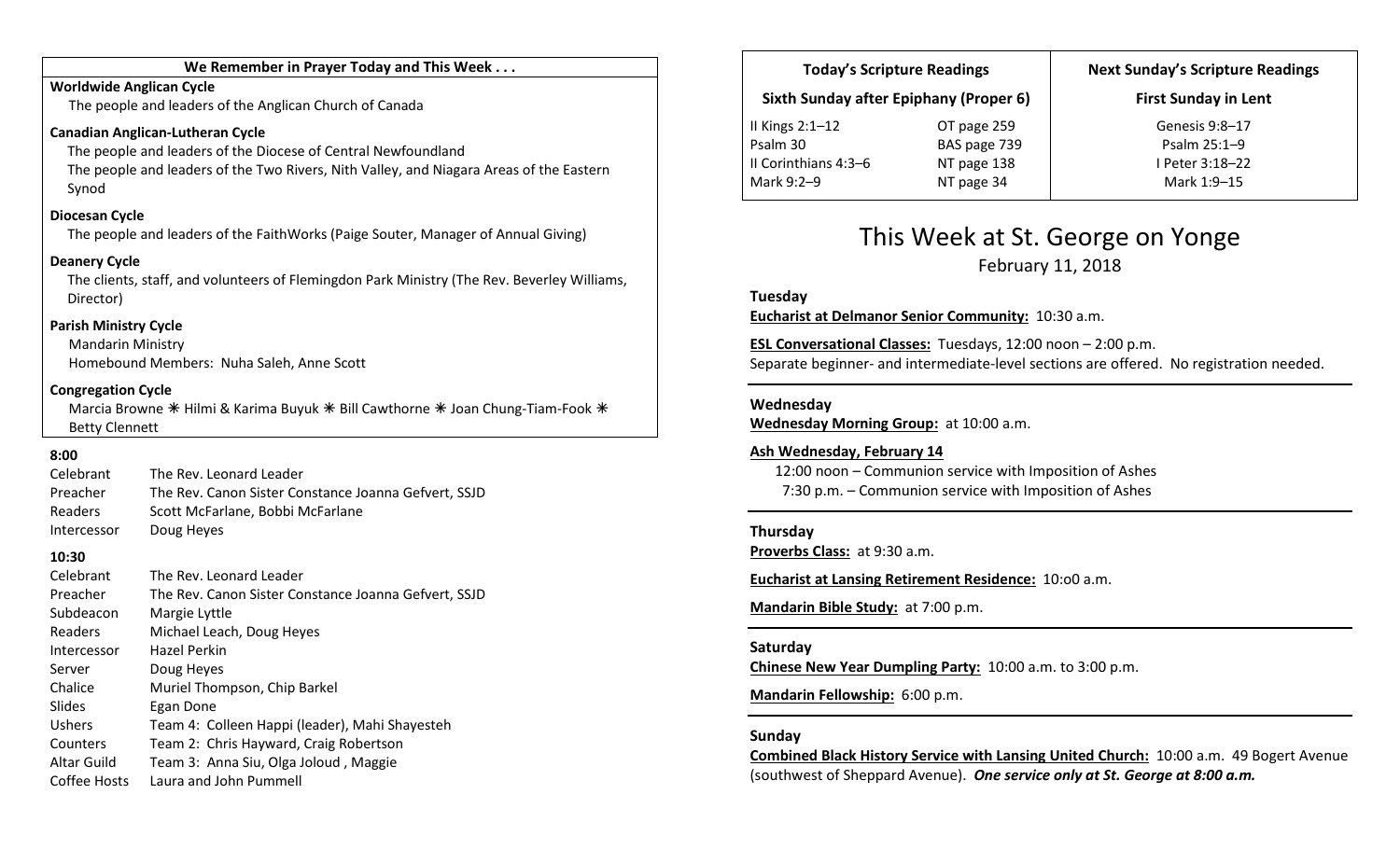## We Remember in Prayer Today and This Week . . .

**Worldwide Anglican Cycle**
The people and leaders of the Anglican Church of Canada

**Canadian Anglican-Lutheran Cycle**
The people and leaders of the Diocese of Central Newfoundland
The people and leaders of the Two Rivers, Nith Valley, and Niagara Areas of the Eastern Synod

**Diocesan Cycle**
The people and leaders of the FaithWorks (Paige Souter, Manager of Annual Giving)

**Deanery Cycle**
The clients, staff, and volunteers of Flemingdon Park Ministry (The Rev. Beverley Williams, Director)

**Parish Ministry Cycle**
Mandarin Ministry
Homebound Members: Nuha Saleh, Anne Scott

**Congregation Cycle**
Marcia Browne ✳ Hilmi & Karima Buyuk ✳ Bill Cawthorne ✳ Joan Chung-Tiam-Fook ✳ Betty Clennett

**8:00**

| | |
|---|---|
| Celebrant | The Rev. Leonard Leader |
| Preacher | The Rev. Canon Sister Constance Joanna Gefvert, SSJD |
| Readers | Scott McFarlane, Bobbi McFarlane |
| Intercessor | Doug Heyes |

**10:30**

| | |
|---|---|
| Celebrant | The Rev. Leonard Leader |
| Preacher | The Rev. Canon Sister Constance Joanna Gefvert, SSJD |
| Subdeacon | Margie Lyttle |
| Readers | Michael Leach, Doug Heyes |
| Intercessor | Hazel Perkin |
| Server | Doug Heyes |
| Chalice | Muriel Thompson, Chip Barkel |
| Slides | Egan Done |
| Ushers | Team 4: Colleen Happi (leader), Mahi Shayesteh |
| Counters | Team 2: Chris Hayward, Craig Robertson |
| Altar Guild | Team 3: Anna Siu, Olga Joloud , Maggie |
| Coffee Hosts | Laura and John Pummell |

| Today's Scripture Readings | | Next Sunday's Scripture Readings |
|---|---|---|
| Sixth Sunday after Epiphany (Proper 6) | | First Sunday in Lent |
| II Kings 2:1–12 | OT page 259 | Genesis 9:8–17 |
| Psalm 30 | BAS page 739 | Psalm 25:1–9 |
| II Corinthians 4:3–6 | NT page 138 | I Peter 3:18–22 |
| Mark 9:2–9 | NT page 34 | Mark 1:9–15 |

# This Week at St. George on Yonge

February 11, 2018

**Tuesday**

**Eucharist at Delmanor Senior Community:** 10:30 a.m.

**ESL Conversational Classes:** Tuesdays, 12:00 noon – 2:00 p.m.
Separate beginner- and intermediate-level sections are offered. No registration needed.

**Wednesday**

**Wednesday Morning Group:** at 10:00 a.m.

**Ash Wednesday, February 14**
12:00 noon – Communion service with Imposition of Ashes
7:30 p.m. – Communion service with Imposition of Ashes

**Thursday**

**Proverbs Class:** at 9:30 a.m.

**Eucharist at Lansing Retirement Residence:** 10:o0 a.m.

**Mandarin Bible Study:** at 7:00 p.m.

**Saturday**

**Chinese New Year Dumpling Party:** 10:00 a.m. to 3:00 p.m.

**Mandarin Fellowship:** 6:00 p.m.

**Sunday**

**Combined Black History Service with Lansing United Church:** 10:00 a.m. 49 Bogert Avenue (southwest of Sheppard Avenue). ***One service only at St. George at 8:00 a.m.***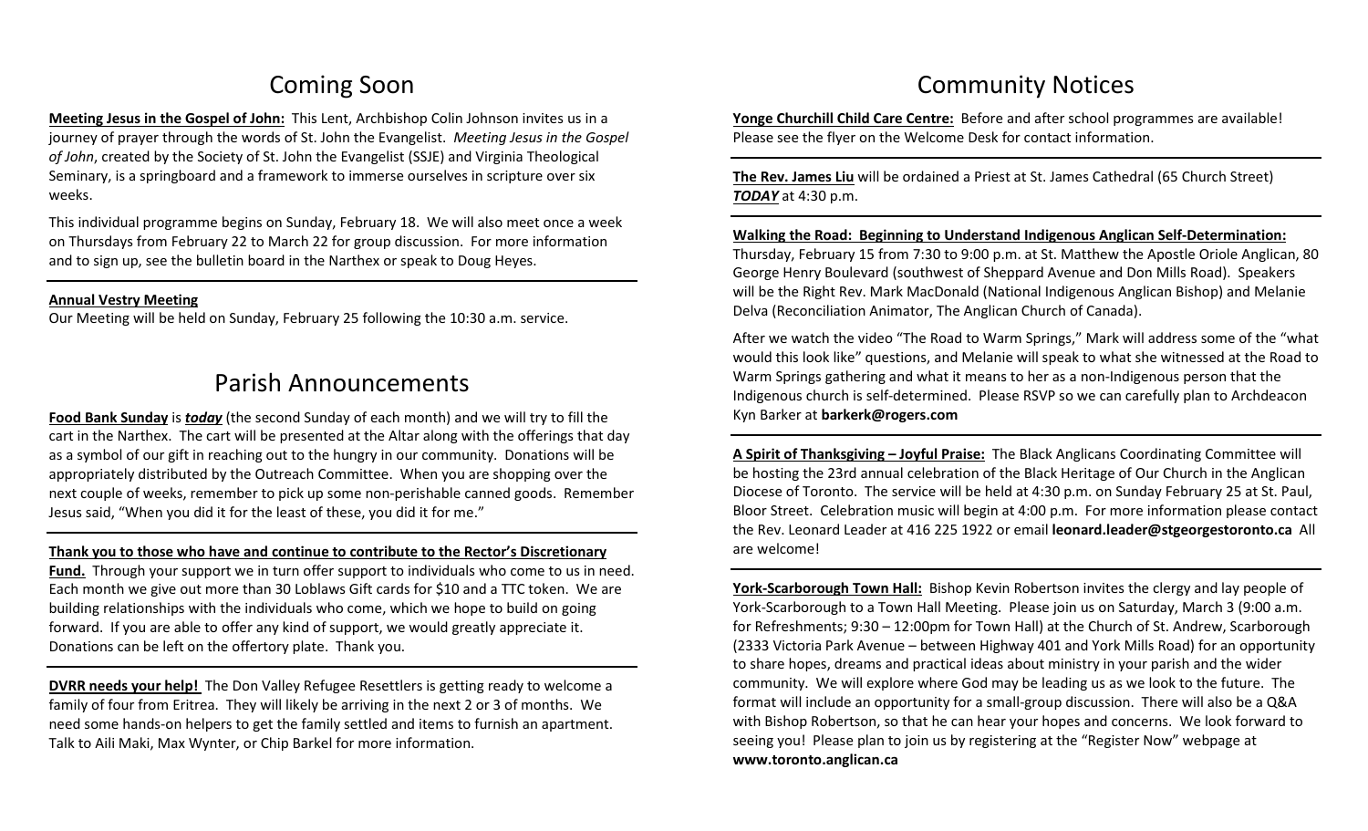# Coming Soon

**Meeting Jesus in the Gospel of John:** This Lent, Archbishop Colin Johnson invites us in a journey of prayer through the words of St. John the Evangelist. *Meeting Jesus in the Gospel of John*, created by the Society of St. John the Evangelist (SSJE) and Virginia Theological Seminary, is a springboard and a framework to immerse ourselves in scripture over six weeks.

This individual programme begins on Sunday, February 18. We will also meet once a week on Thursdays from February 22 to March 22 for group discussion. For more information and to sign up, see the bulletin board in the Narthex or speak to Doug Heyes.

---

**Annual Vestry Meeting**

Our Meeting will be held on Sunday, February 25 following the 10:30 a.m. service.

# Parish Announcements

**Food Bank Sunday** is ***today*** (the second Sunday of each month) and we will try to fill the cart in the Narthex. The cart will be presented at the Altar along with the offerings that day as a symbol of our gift in reaching out to the hungry in our community. Donations will be appropriately distributed by the Outreach Committee. When you are shopping over the next couple of weeks, remember to pick up some non-perishable canned goods. Remember Jesus said, "When you did it for the least of these, you did it for me."

---

**Thank you to those who have and continue to contribute to the Rector's Discretionary Fund.** Through your support we in turn offer support to individuals who come to us in need. Each month we give out more than 30 Loblaws Gift cards for $10 and a TTC token. We are building relationships with the individuals who come, which we hope to build on going forward. If you are able to offer any kind of support, we would greatly appreciate it. Donations can be left on the offertory plate. Thank you.

---

**DVRR needs your help!** The Don Valley Refugee Resettlers is getting ready to welcome a family of four from Eritrea. They will likely be arriving in the next 2 or 3 of months. We need some hands-on helpers to get the family settled and items to furnish an apartment. Talk to Aili Maki, Max Wynter, or Chip Barkel for more information.

# Community Notices

**Yonge Churchill Child Care Centre:** Before and after school programmes are available! Please see the flyer on the Welcome Desk for contact information.

---

**The Rev. James Liu** will be ordained a Priest at St. James Cathedral (65 Church Street) ***TODAY*** at 4:30 p.m.

---

**Walking the Road: Beginning to Understand Indigenous Anglican Self-Determination:** Thursday, February 15 from 7:30 to 9:00 p.m. at St. Matthew the Apostle Oriole Anglican, 80 George Henry Boulevard (southwest of Sheppard Avenue and Don Mills Road). Speakers will be the Right Rev. Mark MacDonald (National Indigenous Anglican Bishop) and Melanie Delva (Reconciliation Animator, The Anglican Church of Canada).

After we watch the video "The Road to Warm Springs," Mark will address some of the "what would this look like" questions, and Melanie will speak to what she witnessed at the Road to Warm Springs gathering and what it means to her as a non-Indigenous person that the Indigenous church is self-determined. Please RSVP so we can carefully plan to Archdeacon Kyn Barker at **barkerk@rogers.com**

---

**A Spirit of Thanksgiving – Joyful Praise:** The Black Anglicans Coordinating Committee will be hosting the 23rd annual celebration of the Black Heritage of Our Church in the Anglican Diocese of Toronto. The service will be held at 4:30 p.m. on Sunday February 25 at St. Paul, Bloor Street. Celebration music will begin at 4:00 p.m. For more information please contact the Rev. Leonard Leader at 416 225 1922 or email **leonard.leader@stgeorgestoronto.ca** All are welcome!

---

**York-Scarborough Town Hall:** Bishop Kevin Robertson invites the clergy and lay people of York-Scarborough to a Town Hall Meeting. Please join us on Saturday, March 3 (9:00 a.m. for Refreshments; 9:30 – 12:00pm for Town Hall) at the Church of St. Andrew, Scarborough (2333 Victoria Park Avenue – between Highway 401 and York Mills Road) for an opportunity to share hopes, dreams and practical ideas about ministry in your parish and the wider community. We will explore where God may be leading us as we look to the future. The format will include an opportunity for a small-group discussion. There will also be a Q&A with Bishop Robertson, so that he can hear your hopes and concerns. We look forward to seeing you! Please plan to join us by registering at the "Register Now" webpage at **www.toronto.anglican.ca**